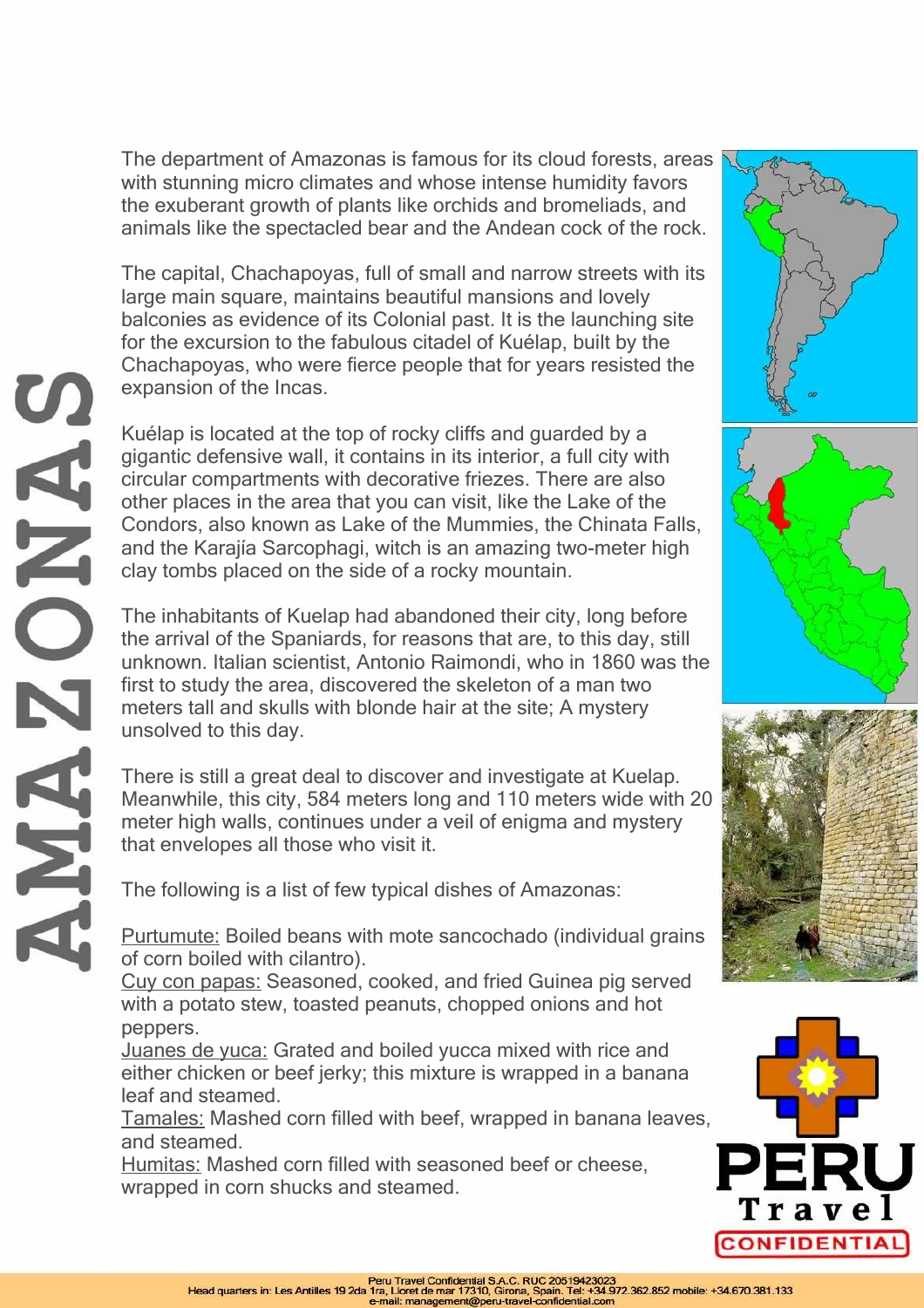# AMAZONAS

The department of Amazonas is famous for its cloud forests, areas with stunning micro climates and whose intense humidity favors the exuberant growth of plants like orchids and bromeliads, and animals like the spectacled bear and the Andean cock of the rock.

The capital, Chachapoyas, full of small and narrow streets with its large main square, maintains beautiful mansions and lovely balconies as evidence of its Colonial past. It is the launching site for the excursion to the fabulous citadel of Kuélap, built by the Chachapoyas, who were fierce people that for years resisted the expansion of the Incas.

Kuélap is located at the top of rocky cliffs and guarded by a gigantic defensive wall, it contains in its interior, a full city with circular compartments with decorative friezes. There are also other places in the area that you can visit, like the Lake of the Condors, also known as Lake of the Mummies, the Chinata Falls, and the Karajía Sarcophagi, witch is an amazing two-meter high clay tombs placed on the side of a rocky mountain.

The inhabitants of Kuelap had abandoned their city, long before the arrival of the Spaniards, for reasons that are, to this day, still unknown. Italian scientist, Antonio Raimondi, who in 1860 was the first to study the area, discovered the skeleton of a man two meters tall and skulls with blonde hair at the site; A mystery unsolved to this day.

There is still a great deal to discover and investigate at Kuelap. Meanwhile, this city, 584 meters long and 110 meters wide with 20 meter high walls, continues under a veil of enigma and mystery that envelopes all those who visit it.

The following is a list of few typical dishes of Amazonas:

Purtumute: Boiled beans with mote sancochado (individual grains of corn boiled with cilantro).
Cuy con papas: Seasoned, cooked, and fried Guinea pig served with a potato stew, toasted peanuts, chopped onions and hot peppers.
Juanes de yuca: Grated and boiled yucca mixed with rice and either chicken or beef jerky; this mixture is wrapped in a banana leaf and steamed.
Tamales: Mashed corn filled with beef, wrapped in banana leaves, and steamed.
Humitas: Mashed corn filled with seasoned beef or cheese, wrapped in corn shucks and steamed.

PERU Travel CONFIDENTIAL

Peru Travel Confidential S.A.C. RUC 20519423023
Head quarters in: Les Antilles 19 2da 1ra, Lloret de mar 17310, Girona, Spain. Tel: +34.972.362.852 mobile: +34.670.381.133
e-mail: management@peru-travel-confidential.com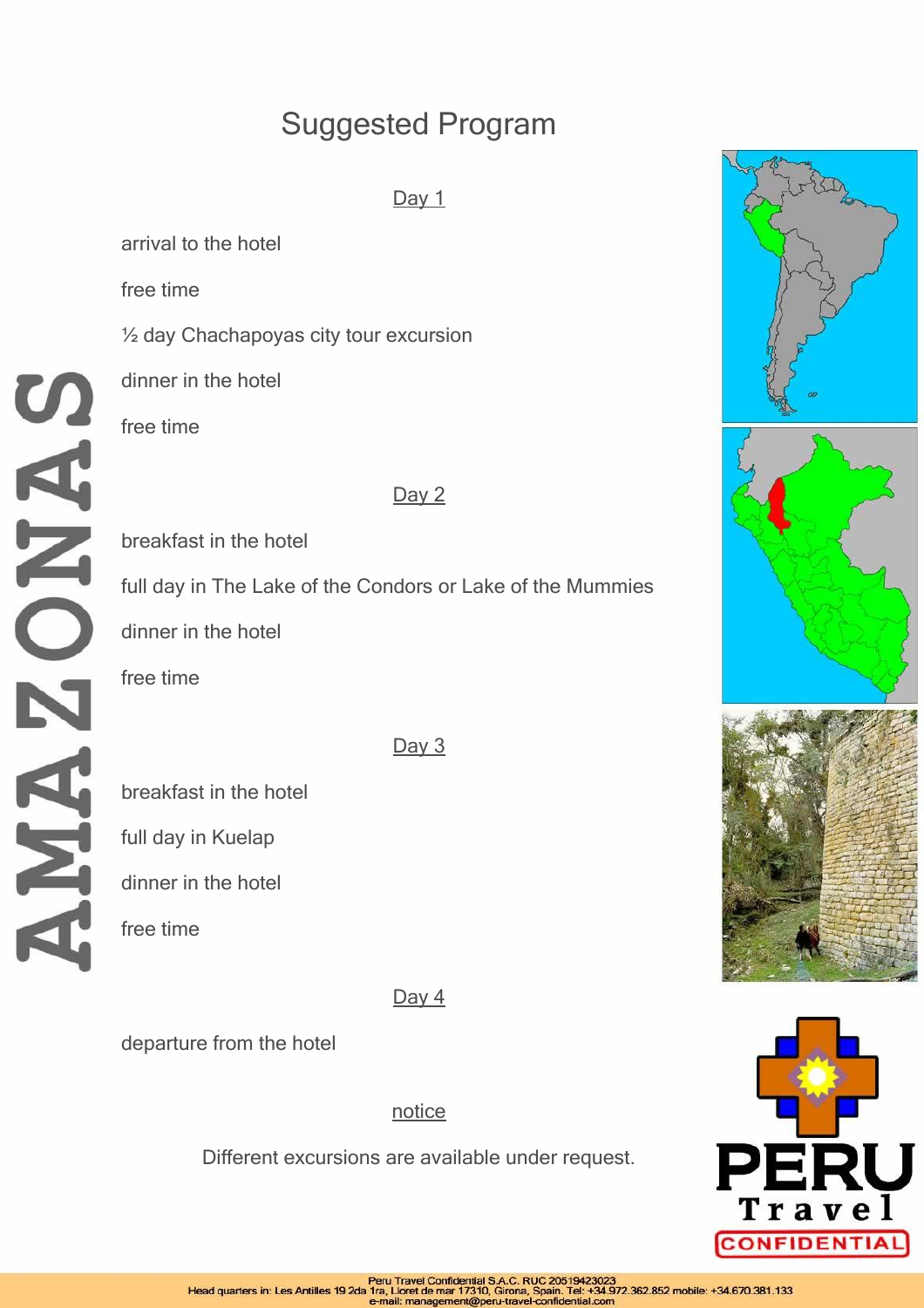# Suggested Program

AMAZONAS

## Day 1

arrival to the hotel

free time

½ day Chachapoyas city tour excursion

dinner in the hotel

free time

## Day 2

breakfast in the hotel

full day in The Lake of the Condors or Lake of the Mummies

dinner in the hotel

free time

## Day 3

breakfast in the hotel

full day in Kuelap

dinner in the hotel

free time

## Day 4

departure from the hotel

## notice

Different excursions are available under request.

PERU Travel CONFIDENTIAL

Peru Travel Confidential S.A.C. RUC 20519423023
Head quarters in: Les Antilles 19 2da 1ra, Lloret de mar 17310, Girona, Spain. Tel: +34.972.362.852 mobile: +34.670.381.133
e-mail: management@peru-travel-confidential.com